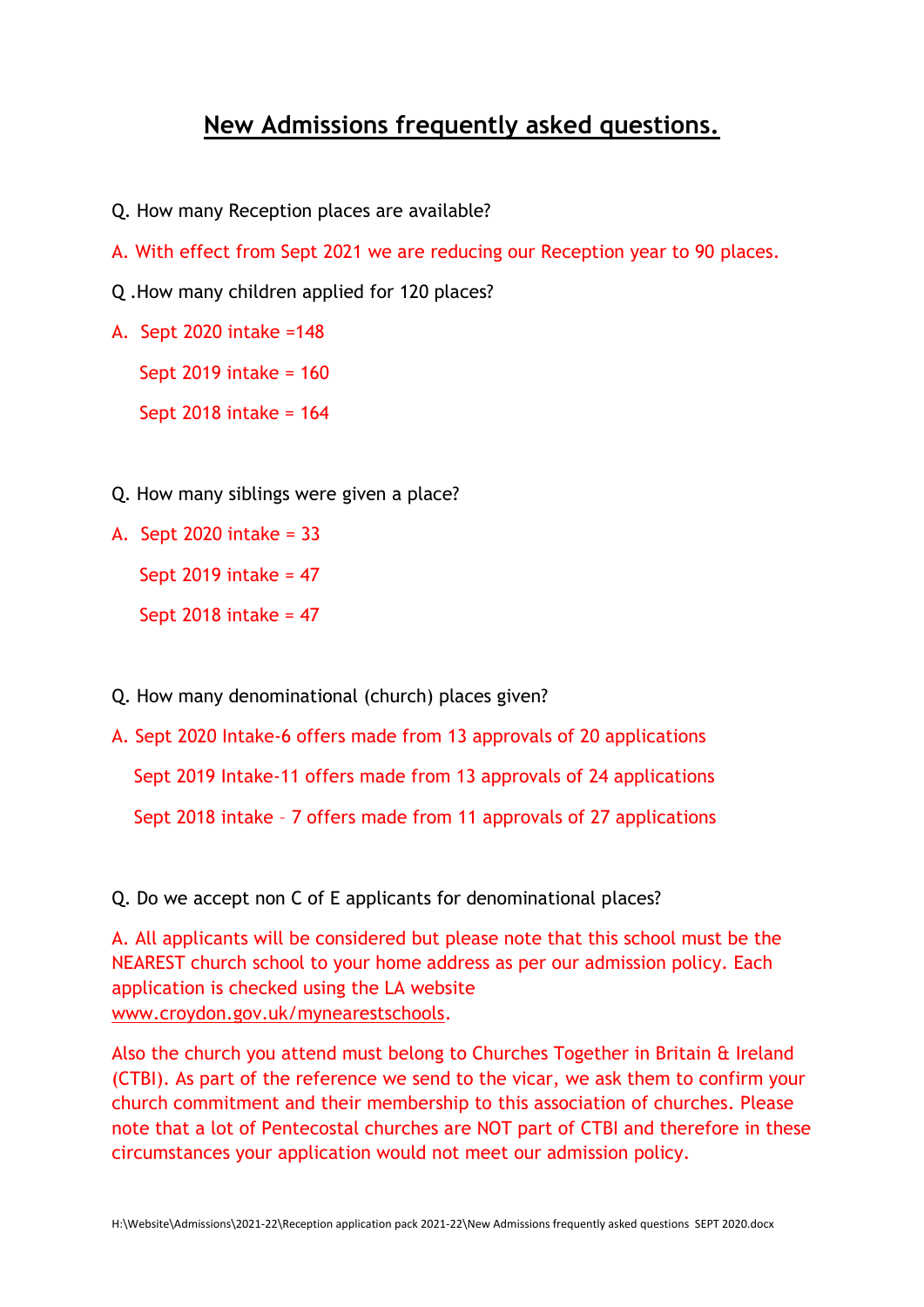# New Admissions frequently asked questions.

Q. How many Reception places are available?

A. With effect from Sept 2021 we are reducing our Reception year to 90 places.

Q .How many children applied for 120 places?

A. Sept 2020 intake =148

Sept 2019 intake = 160

Sept 2018 intake = 164

Q. How many siblings were given a place?

A. Sept 2020 intake = 33

Sept 2019 intake = 47

Sept 2018 intake = 47

Q. How many denominational (church) places given?

A. Sept 2020 Intake-6 offers made from 13 approvals of 20 applications

Sept 2019 Intake-11 offers made from 13 approvals of 24 applications

Sept 2018 intake – 7 offers made from 11 approvals of 27 applications

Q. Do we accept non C of E applicants for denominational places?

A. All applicants will be considered but please note that this school must be the NEAREST church school to your home address as per our admission policy. Each application is checked using the LA website www.croydon.gov.uk/mynearestschools.

Also the church you attend must belong to Churches Together in Britain & Ireland (CTBI). As part of the reference we send to the vicar, we ask them to confirm your church commitment and their membership to this association of churches. Please note that a lot of Pentecostal churches are NOT part of CTBI and therefore in these circumstances your application would not meet our admission policy.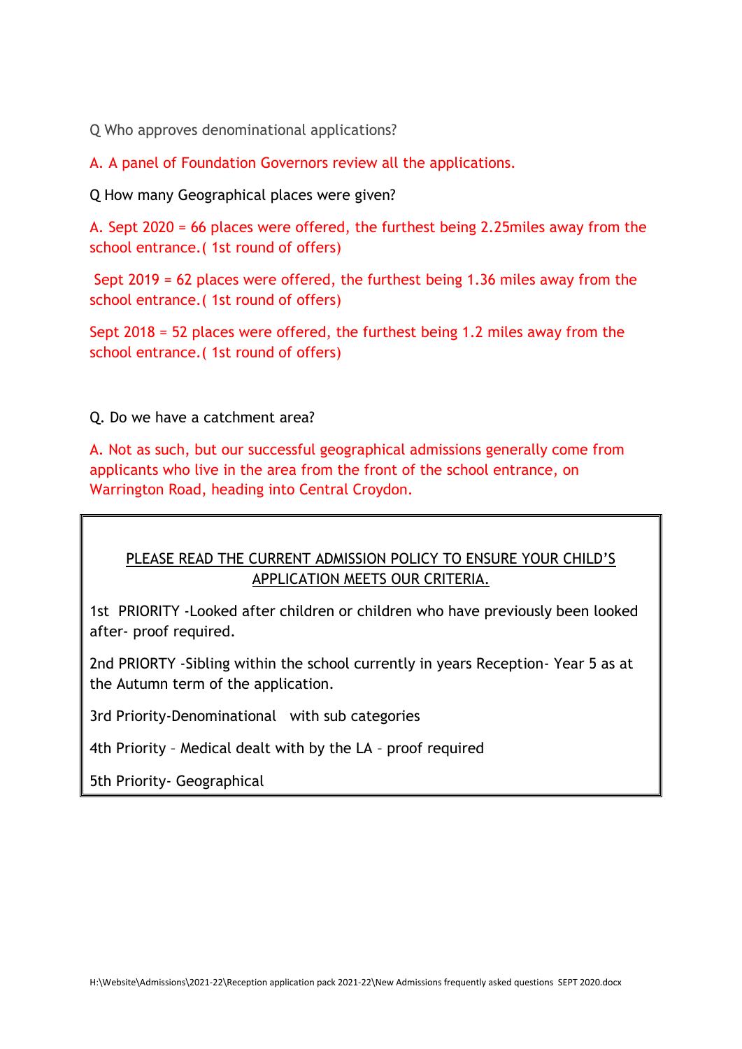Q Who approves denominational applications?

A. A panel of Foundation Governors review all the applications.

Q How many Geographical places were given?

A. Sept 2020 = 66 places were offered, the furthest being 2.25miles away from the school entrance.( 1st round of offers)

Sept 2019 = 62 places were offered, the furthest being 1.36 miles away from the school entrance.( 1st round of offers)

Sept 2018 = 52 places were offered, the furthest being 1.2 miles away from the school entrance.( 1st round of offers)

Q. Do we have a catchment area?

A. Not as such, but our successful geographical admissions generally come from applicants who live in the area from the front of the school entrance, on Warrington Road, heading into Central Croydon.

PLEASE READ THE CURRENT ADMISSION POLICY TO ENSURE YOUR CHILD'S APPLICATION MEETS OUR CRITERIA.

1st PRIORITY -Looked after children or children who have previously been looked after- proof required.

2nd PRIORTY -Sibling within the school currently in years Reception- Year 5 as at the Autumn term of the application.

3rd Priority-Denominational with sub categories

4th Priority – Medical dealt with by the LA – proof required

5th Priority- Geographical

H:\Website\Admissions\2021-22\Reception application pack 2021-22\New Admissions frequently asked questions SEPT 2020.docx